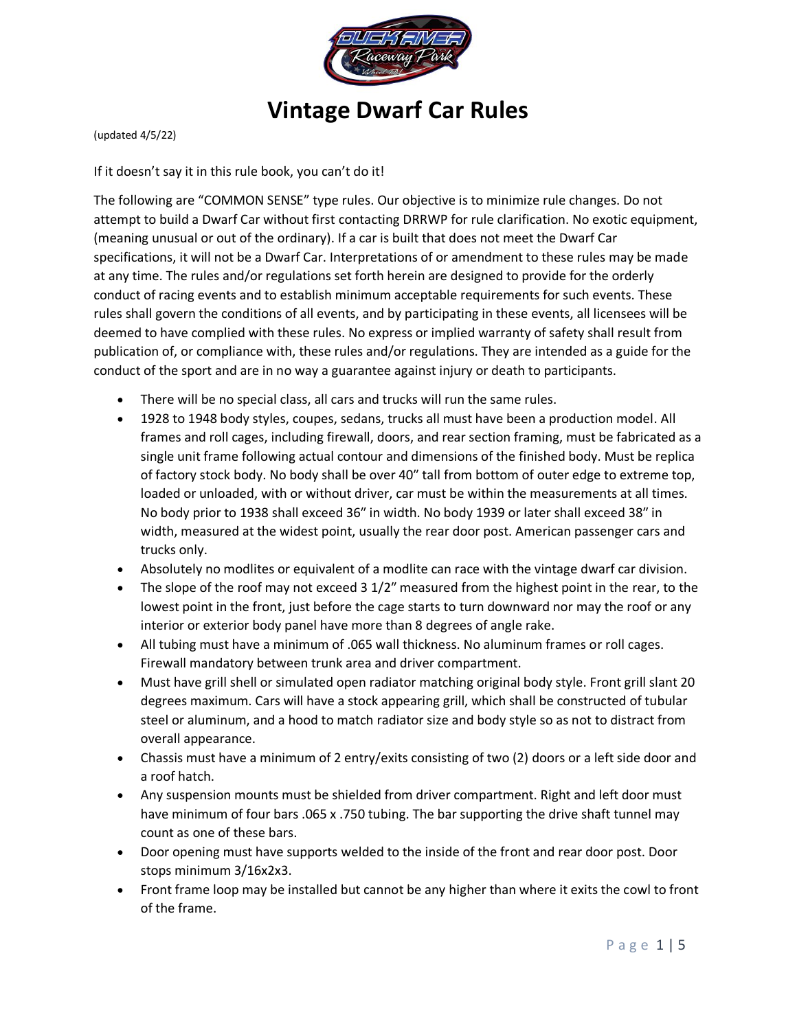# Vintage Dwarf Car Rules

(updated 4/5/22)

If it doesn't say it in this rule book, you can't do it!

The following are "COMMON SENSE" type rules. Our objective is to minimize rule changes. Do not attempt to build a Dwarf Car without first contacting DRRWP for rule clarification. No exotic equipment, (meaning unusual or out of the ordinary). If a car is built that does not meet the Dwarf Car specifications, it will not be a Dwarf Car. Interpretations of or amendment to these rules may be made at any time. The rules and/or regulations set forth herein are designed to provide for the orderly conduct of racing events and to establish minimum acceptable requirements for such events. These rules shall govern the conditions of all events, and by participating in these events, all licensees will be deemed to have complied with these rules. No express or implied warranty of safety shall result from publication of, or compliance with, these rules and/or regulations. They are intended as a guide for the conduct of the sport and are in no way a guarantee against injury or death to participants.

- There will be no special class, all cars and trucks will run the same rules.
- 1928 to 1948 body styles, coupes, sedans, trucks all must have been a production model. All frames and roll cages, including firewall, doors, and rear section framing, must be fabricated as a single unit frame following actual contour and dimensions of the finished body. Must be replica of factory stock body. No body shall be over 40" tall from bottom of outer edge to extreme top, loaded or unloaded, with or without driver, car must be within the measurements at all times. No body prior to 1938 shall exceed 36" in width. No body 1939 or later shall exceed 38" in width, measured at the widest point, usually the rear door post. American passenger cars and trucks only.
- Absolutely no modlites or equivalent of a modlite can race with the vintage dwarf car division.
- The slope of the roof may not exceed 3 1/2" measured from the highest point in the rear, to the lowest point in the front, just before the cage starts to turn downward nor may the roof or any interior or exterior body panel have more than 8 degrees of angle rake.
- All tubing must have a minimum of .065 wall thickness. No aluminum frames or roll cages. Firewall mandatory between trunk area and driver compartment.
- Must have grill shell or simulated open radiator matching original body style. Front grill slant 20 degrees maximum. Cars will have a stock appearing grill, which shall be constructed of tubular steel or aluminum, and a hood to match radiator size and body style so as not to distract from overall appearance.
- Chassis must have a minimum of 2 entry/exits consisting of two (2) doors or a left side door and a roof hatch.
- Any suspension mounts must be shielded from driver compartment. Right and left door must have minimum of four bars .065 x .750 tubing. The bar supporting the drive shaft tunnel may count as one of these bars.
- Door opening must have supports welded to the inside of the front and rear door post. Door stops minimum 3/16x2x3.
- Front frame loop may be installed but cannot be any higher than where it exits the cowl to front of the frame.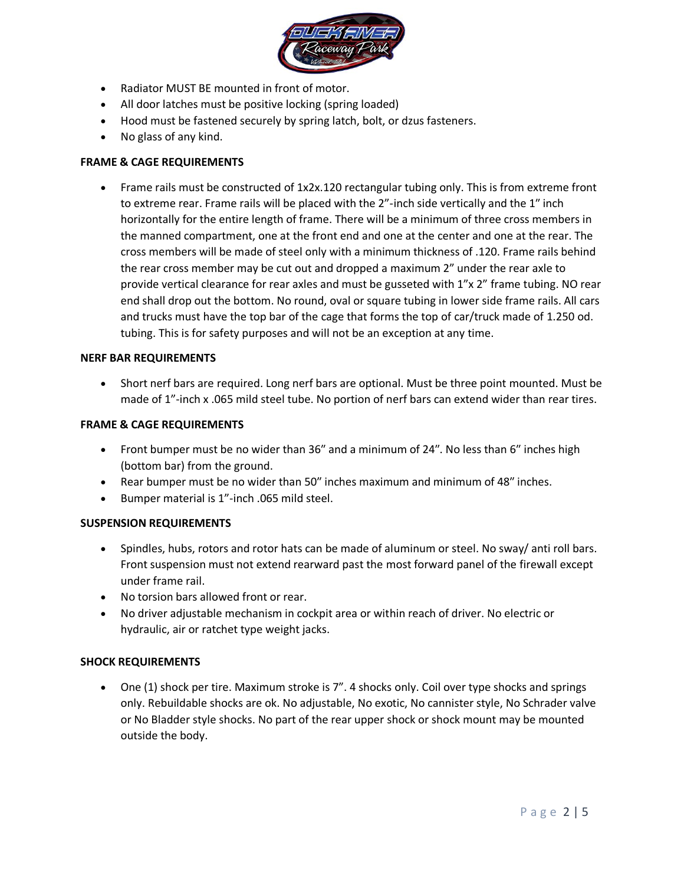- Radiator MUST BE mounted in front of motor.
- All door latches must be positive locking (spring loaded)
- Hood must be fastened securely by spring latch, bolt, or dzus fasteners.
- No glass of any kind.

**FRAME & CAGE REQUIREMENTS**

- Frame rails must be constructed of 1x2x.120 rectangular tubing only. This is from extreme front to extreme rear. Frame rails will be placed with the 2"-inch side vertically and the 1" inch horizontally for the entire length of frame. There will be a minimum of three cross members in the manned compartment, one at the front end and one at the center and one at the rear. The cross members will be made of steel only with a minimum thickness of .120. Frame rails behind the rear cross member may be cut out and dropped a maximum 2" under the rear axle to provide vertical clearance for rear axles and must be gusseted with 1"x 2" frame tubing. NO rear end shall drop out the bottom. No round, oval or square tubing in lower side frame rails. All cars and trucks must have the top bar of the cage that forms the top of car/truck made of 1.250 od. tubing. This is for safety purposes and will not be an exception at any time.

**NERF BAR REQUIREMENTS**

- Short nerf bars are required. Long nerf bars are optional. Must be three point mounted. Must be made of 1"-inch x .065 mild steel tube. No portion of nerf bars can extend wider than rear tires.

**FRAME & CAGE REQUIREMENTS**

- Front bumper must be no wider than 36" and a minimum of 24". No less than 6" inches high (bottom bar) from the ground.
- Rear bumper must be no wider than 50" inches maximum and minimum of 48" inches.
- Bumper material is 1"-inch .065 mild steel.

**SUSPENSION REQUIREMENTS**

- Spindles, hubs, rotors and rotor hats can be made of aluminum or steel. No sway/ anti roll bars. Front suspension must not extend rearward past the most forward panel of the firewall except under frame rail.
- No torsion bars allowed front or rear.
- No driver adjustable mechanism in cockpit area or within reach of driver. No electric or hydraulic, air or ratchet type weight jacks.

**SHOCK REQUIREMENTS**

- One (1) shock per tire. Maximum stroke is 7". 4 shocks only. Coil over type shocks and springs only. Rebuildable shocks are ok. No adjustable, No exotic, No cannister style, No Schrader valve or No Bladder style shocks. No part of the rear upper shock or shock mount may be mounted outside the body.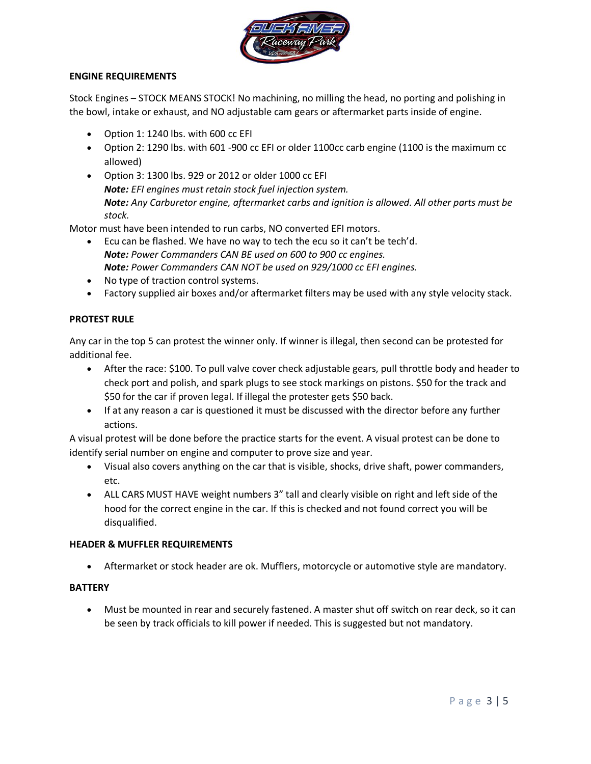## ENGINE REQUIREMENTS

Stock Engines – STOCK MEANS STOCK! No machining, no milling the head, no porting and polishing in the bowl, intake or exhaust, and NO adjustable cam gears or aftermarket parts inside of engine.

- Option 1: 1240 lbs. with 600 cc EFI
- Option 2: 1290 lbs. with 601 -900 cc EFI or older 1100cc carb engine (1100 is the maximum cc allowed)
- Option 3: 1300 lbs. 929 or 2012 or older 1000 cc EFI
  ***Note:*** *EFI engines must retain stock fuel injection system.*
  ***Note:*** *Any Carburetor engine, aftermarket carbs and ignition is allowed. All other parts must be stock.*

Motor must have been intended to run carbs, NO converted EFI motors.

- Ecu can be flashed. We have no way to tech the ecu so it can't be tech'd.
  ***Note:*** *Power Commanders CAN BE used on 600 to 900 cc engines.*
  ***Note:*** *Power Commanders CAN NOT be used on 929/1000 cc EFI engines.*
- No type of traction control systems.
- Factory supplied air boxes and/or aftermarket filters may be used with any style velocity stack.

## PROTEST RULE

Any car in the top 5 can protest the winner only. If winner is illegal, then second can be protested for additional fee.

- After the race: $100. To pull valve cover check adjustable gears, pull throttle body and header to check port and polish, and spark plugs to see stock markings on pistons. $50 for the track and $50 for the car if proven legal. If illegal the protester gets $50 back.
- If at any reason a car is questioned it must be discussed with the director before any further actions.

A visual protest will be done before the practice starts for the event. A visual protest can be done to identify serial number on engine and computer to prove size and year.

- Visual also covers anything on the car that is visible, shocks, drive shaft, power commanders, etc.
- ALL CARS MUST HAVE weight numbers 3" tall and clearly visible on right and left side of the hood for the correct engine in the car. If this is checked and not found correct you will be disqualified.

## HEADER & MUFFLER REQUIREMENTS

- Aftermarket or stock header are ok. Mufflers, motorcycle or automotive style are mandatory.

## BATTERY

- Must be mounted in rear and securely fastened. A master shut off switch on rear deck, so it can be seen by track officials to kill power if needed. This is suggested but not mandatory.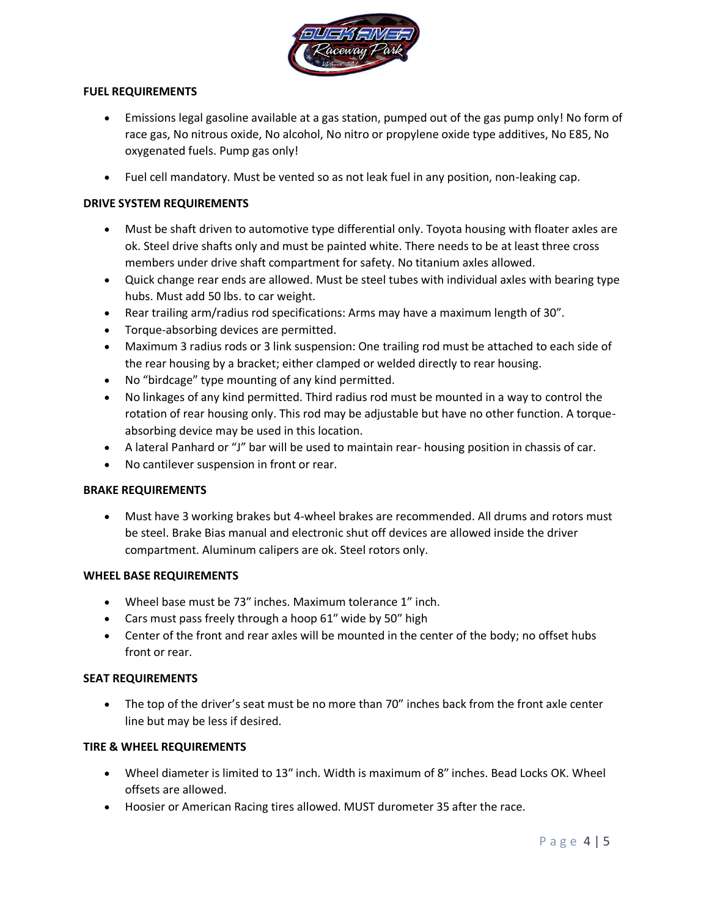## FUEL REQUIREMENTS

- Emissions legal gasoline available at a gas station, pumped out of the gas pump only! No form of race gas, No nitrous oxide, No alcohol, No nitro or propylene oxide type additives, No E85, No oxygenated fuels. Pump gas only!
- Fuel cell mandatory. Must be vented so as not leak fuel in any position, non-leaking cap.

## DRIVE SYSTEM REQUIREMENTS

- Must be shaft driven to automotive type differential only. Toyota housing with floater axles are ok. Steel drive shafts only and must be painted white. There needs to be at least three cross members under drive shaft compartment for safety. No titanium axles allowed.
- Quick change rear ends are allowed. Must be steel tubes with individual axles with bearing type hubs. Must add 50 lbs. to car weight.
- Rear trailing arm/radius rod specifications: Arms may have a maximum length of 30”.
- Torque-absorbing devices are permitted.
- Maximum 3 radius rods or 3 link suspension: One trailing rod must be attached to each side of the rear housing by a bracket; either clamped or welded directly to rear housing.
- No “birdcage” type mounting of any kind permitted.
- No linkages of any kind permitted. Third radius rod must be mounted in a way to control the rotation of rear housing only. This rod may be adjustable but have no other function. A torque-absorbing device may be used in this location.
- A lateral Panhard or “J” bar will be used to maintain rear- housing position in chassis of car.
- No cantilever suspension in front or rear.

## BRAKE REQUIREMENTS

- Must have 3 working brakes but 4-wheel brakes are recommended. All drums and rotors must be steel. Brake Bias manual and electronic shut off devices are allowed inside the driver compartment. Aluminum calipers are ok. Steel rotors only.

## WHEEL BASE REQUIREMENTS

- Wheel base must be 73” inches. Maximum tolerance 1” inch.
- Cars must pass freely through a hoop 61” wide by 50” high
- Center of the front and rear axles will be mounted in the center of the body; no offset hubs front or rear.

## SEAT REQUIREMENTS

- The top of the driver’s seat must be no more than 70” inches back from the front axle center line but may be less if desired.

## TIRE & WHEEL REQUIREMENTS

- Wheel diameter is limited to 13” inch. Width is maximum of 8” inches. Bead Locks OK. Wheel offsets are allowed.
- Hoosier or American Racing tires allowed. MUST durometer 35 after the race.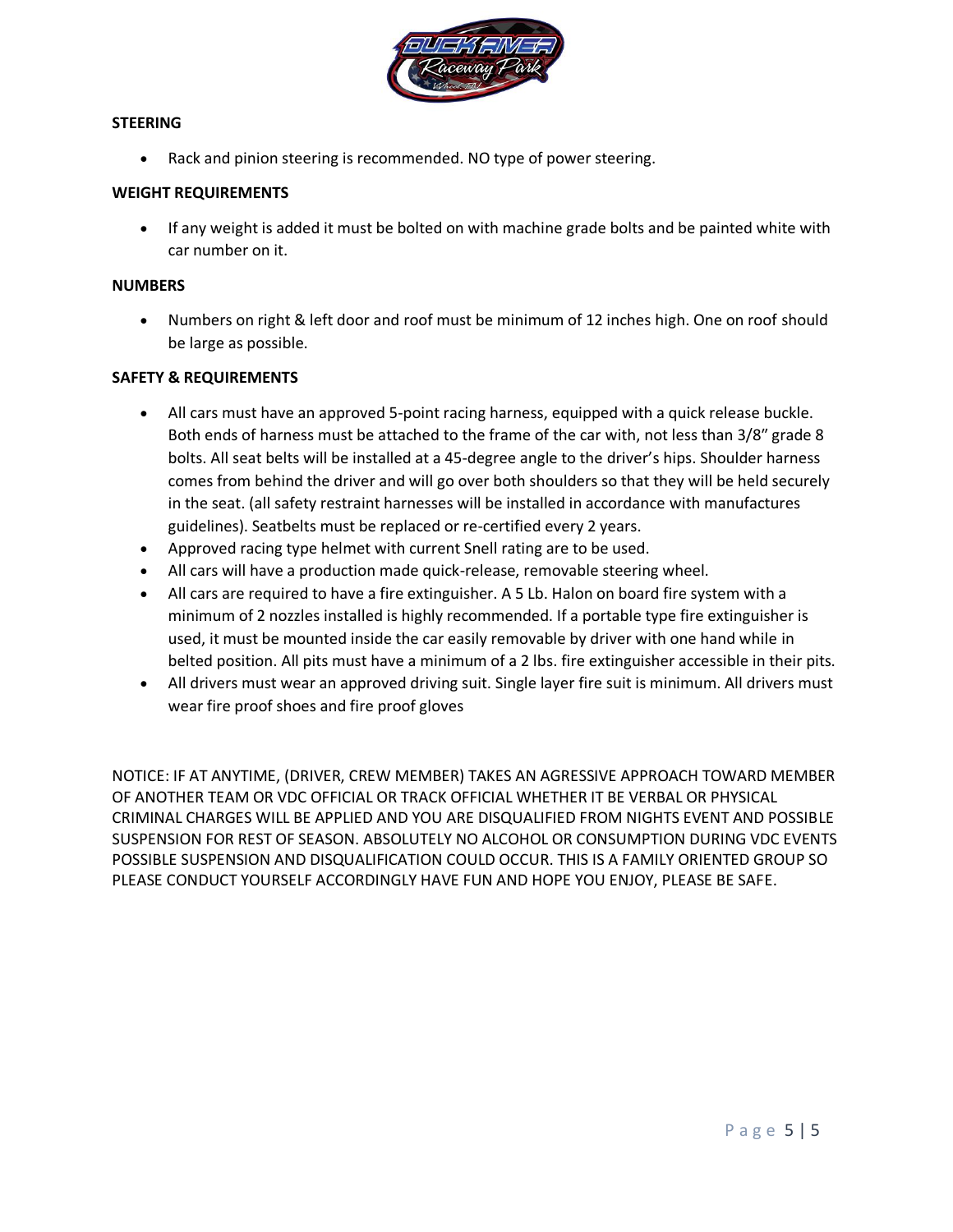**STEERING**

- Rack and pinion steering is recommended. NO type of power steering.

**WEIGHT REQUIREMENTS**

- If any weight is added it must be bolted on with machine grade bolts and be painted white with car number on it.

**NUMBERS**

- Numbers on right & left door and roof must be minimum of 12 inches high. One on roof should be large as possible.

**SAFETY & REQUIREMENTS**

- All cars must have an approved 5-point racing harness, equipped with a quick release buckle. Both ends of harness must be attached to the frame of the car with, not less than 3/8" grade 8 bolts. All seat belts will be installed at a 45-degree angle to the driver's hips. Shoulder harness comes from behind the driver and will go over both shoulders so that they will be held securely in the seat. (all safety restraint harnesses will be installed in accordance with manufactures guidelines). Seatbelts must be replaced or re-certified every 2 years.
- Approved racing type helmet with current Snell rating are to be used.
- All cars will have a production made quick-release, removable steering wheel.
- All cars are required to have a fire extinguisher. A 5 Lb. Halon on board fire system with a minimum of 2 nozzles installed is highly recommended. If a portable type fire extinguisher is used, it must be mounted inside the car easily removable by driver with one hand while in belted position. All pits must have a minimum of a 2 lbs. fire extinguisher accessible in their pits.
- All drivers must wear an approved driving suit. Single layer fire suit is minimum. All drivers must wear fire proof shoes and fire proof gloves

NOTICE: IF AT ANYTIME, (DRIVER, CREW MEMBER) TAKES AN AGRESSIVE APPROACH TOWARD MEMBER OF ANOTHER TEAM OR VDC OFFICIAL OR TRACK OFFICIAL WHETHER IT BE VERBAL OR PHYSICAL CRIMINAL CHARGES WILL BE APPLIED AND YOU ARE DISQUALIFIED FROM NIGHTS EVENT AND POSSIBLE SUSPENSION FOR REST OF SEASON. ABSOLUTELY NO ALCOHOL OR CONSUMPTION DURING VDC EVENTS POSSIBLE SUSPENSION AND DISQUALIFICATION COULD OCCUR. THIS IS A FAMILY ORIENTED GROUP SO PLEASE CONDUCT YOURSELF ACCORDINGLY HAVE FUN AND HOPE YOU ENJOY, PLEASE BE SAFE.